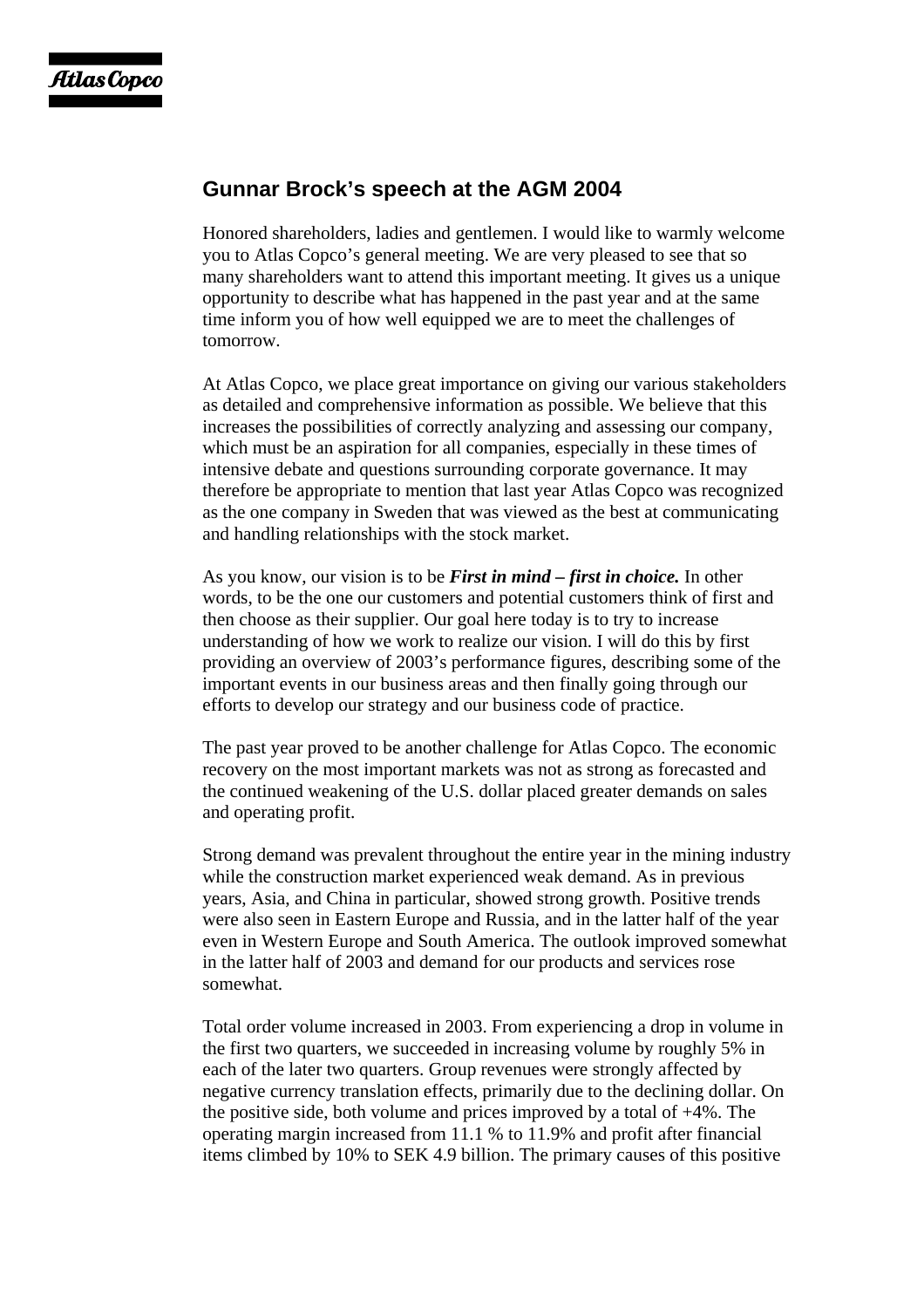## Gunnar Brock's speech at the AGM 2004

Honored shareholders, ladies and gentlemen. I would like to warmly welcome you to Atlas Copco's general meeting. We are very pleased to see that so many shareholders want to attend this important meeting. It gives us a unique opportunity to describe what has happened in the past year and at the same time inform you of how well equipped we are to meet the challenges of tomorrow.

At Atlas Copco, we place great importance on giving our various stakeholders as detailed and comprehensive information as possible. We believe that this increases the possibilities of correctly analyzing and assessing our company, which must be an aspiration for all companies, especially in these times of intensive debate and questions surrounding corporate governance. It may therefore be appropriate to mention that last year Atlas Copco was recognized as the one company in Sweden that was viewed as the best at communicating and handling relationships with the stock market.

As you know, our vision is to be ***First in mind – first in choice.*** In other words, to be the one our customers and potential customers think of first and then choose as their supplier. Our goal here today is to try to increase understanding of how we work to realize our vision. I will do this by first providing an overview of 2003's performance figures, describing some of the important events in our business areas and then finally going through our efforts to develop our strategy and our business code of practice.

The past year proved to be another challenge for Atlas Copco. The economic recovery on the most important markets was not as strong as forecasted and the continued weakening of the U.S. dollar placed greater demands on sales and operating profit.

Strong demand was prevalent throughout the entire year in the mining industry while the construction market experienced weak demand. As in previous years, Asia, and China in particular, showed strong growth. Positive trends were also seen in Eastern Europe and Russia, and in the latter half of the year even in Western Europe and South America. The outlook improved somewhat in the latter half of 2003 and demand for our products and services rose somewhat.

Total order volume increased in 2003. From experiencing a drop in volume in the first two quarters, we succeeded in increasing volume by roughly 5% in each of the later two quarters. Group revenues were strongly affected by negative currency translation effects, primarily due to the declining dollar. On the positive side, both volume and prices improved by a total of +4%. The operating margin increased from 11.1 % to 11.9% and profit after financial items climbed by 10% to SEK 4.9 billion. The primary causes of this positive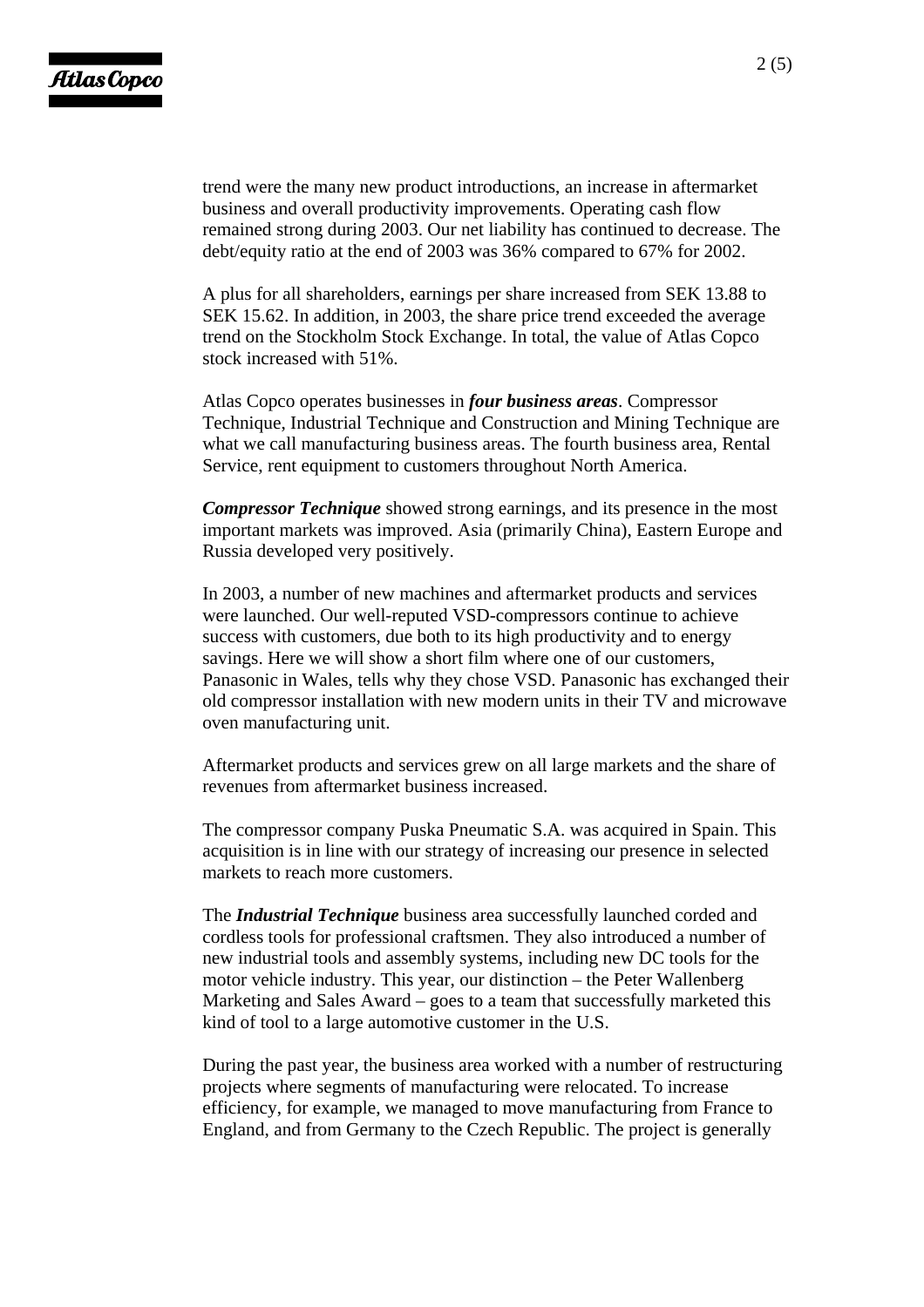trend were the many new product introductions, an increase in aftermarket business and overall productivity improvements. Operating cash flow remained strong during 2003. Our net liability has continued to decrease. The debt/equity ratio at the end of 2003 was 36% compared to 67% for 2002.

A plus for all shareholders, earnings per share increased from SEK 13.88 to SEK 15.62. In addition, in 2003, the share price trend exceeded the average trend on the Stockholm Stock Exchange. In total, the value of Atlas Copco stock increased with 51%.

Atlas Copco operates businesses in ***four business areas***. Compressor Technique, Industrial Technique and Construction and Mining Technique are what we call manufacturing business areas. The fourth business area, Rental Service, rent equipment to customers throughout North America.

***Compressor Technique*** showed strong earnings, and its presence in the most important markets was improved. Asia (primarily China), Eastern Europe and Russia developed very positively.

In 2003, a number of new machines and aftermarket products and services were launched. Our well-reputed VSD-compressors continue to achieve success with customers, due both to its high productivity and to energy savings. Here we will show a short film where one of our customers, Panasonic in Wales, tells why they chose VSD. Panasonic has exchanged their old compressor installation with new modern units in their TV and microwave oven manufacturing unit.

Aftermarket products and services grew on all large markets and the share of revenues from aftermarket business increased.

The compressor company Puska Pneumatic S.A. was acquired in Spain. This acquisition is in line with our strategy of increasing our presence in selected markets to reach more customers.

The ***Industrial Technique*** business area successfully launched corded and cordless tools for professional craftsmen. They also introduced a number of new industrial tools and assembly systems, including new DC tools for the motor vehicle industry. This year, our distinction – the Peter Wallenberg Marketing and Sales Award – goes to a team that successfully marketed this kind of tool to a large automotive customer in the U.S.

During the past year, the business area worked with a number of restructuring projects where segments of manufacturing were relocated. To increase efficiency, for example, we managed to move manufacturing from France to England, and from Germany to the Czech Republic. The project is generally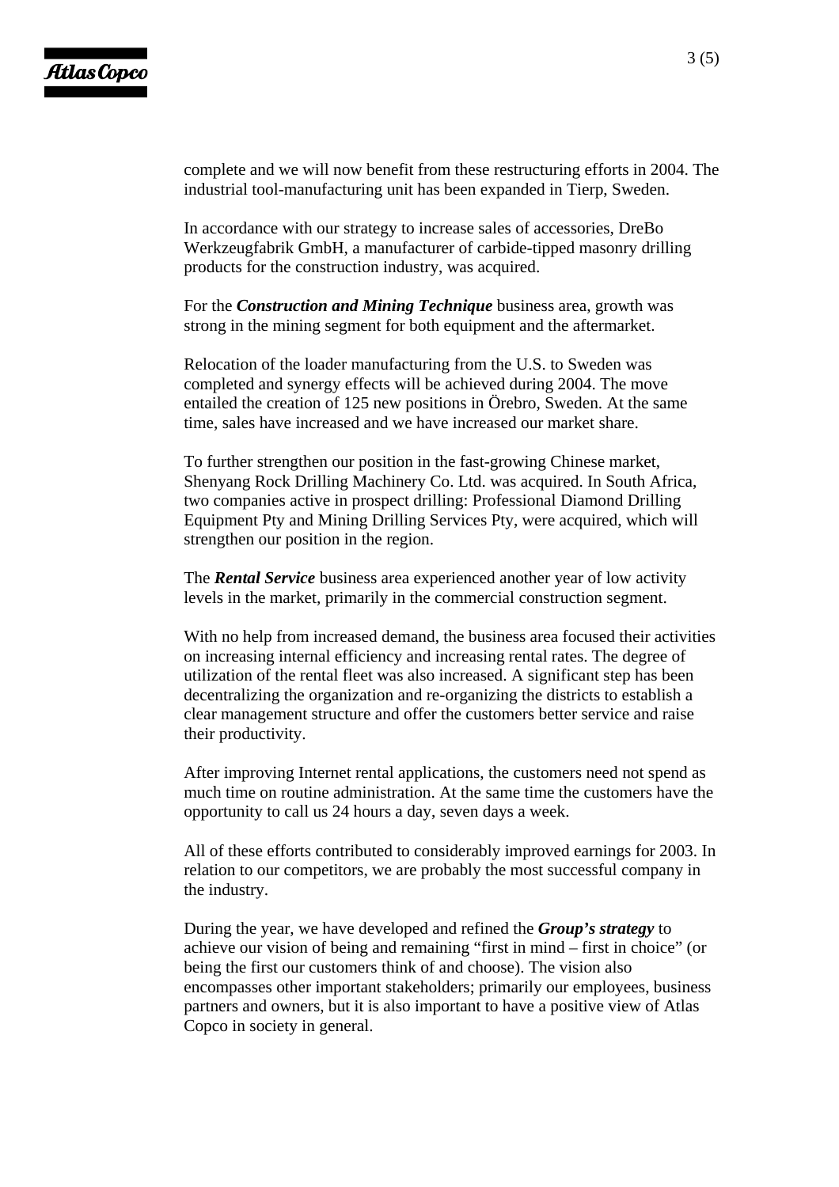complete and we will now benefit from these restructuring efforts in 2004. The industrial tool-manufacturing unit has been expanded in Tierp, Sweden.

In accordance with our strategy to increase sales of accessories, DreBo Werkzeugfabrik GmbH, a manufacturer of carbide-tipped masonry drilling products for the construction industry, was acquired.

For the ***Construction and Mining Technique*** business area, growth was strong in the mining segment for both equipment and the aftermarket.

Relocation of the loader manufacturing from the U.S. to Sweden was completed and synergy effects will be achieved during 2004. The move entailed the creation of 125 new positions in Örebro, Sweden. At the same time, sales have increased and we have increased our market share.

To further strengthen our position in the fast-growing Chinese market, Shenyang Rock Drilling Machinery Co. Ltd. was acquired. In South Africa, two companies active in prospect drilling: Professional Diamond Drilling Equipment Pty and Mining Drilling Services Pty, were acquired, which will strengthen our position in the region.

The ***Rental Service*** business area experienced another year of low activity levels in the market, primarily in the commercial construction segment.

With no help from increased demand, the business area focused their activities on increasing internal efficiency and increasing rental rates. The degree of utilization of the rental fleet was also increased. A significant step has been decentralizing the organization and re-organizing the districts to establish a clear management structure and offer the customers better service and raise their productivity.

After improving Internet rental applications, the customers need not spend as much time on routine administration. At the same time the customers have the opportunity to call us 24 hours a day, seven days a week.

All of these efforts contributed to considerably improved earnings for 2003. In relation to our competitors, we are probably the most successful company in the industry.

During the year, we have developed and refined the ***Group's strategy*** to achieve our vision of being and remaining "first in mind – first in choice" (or being the first our customers think of and choose). The vision also encompasses other important stakeholders; primarily our employees, business partners and owners, but it is also important to have a positive view of Atlas Copco in society in general.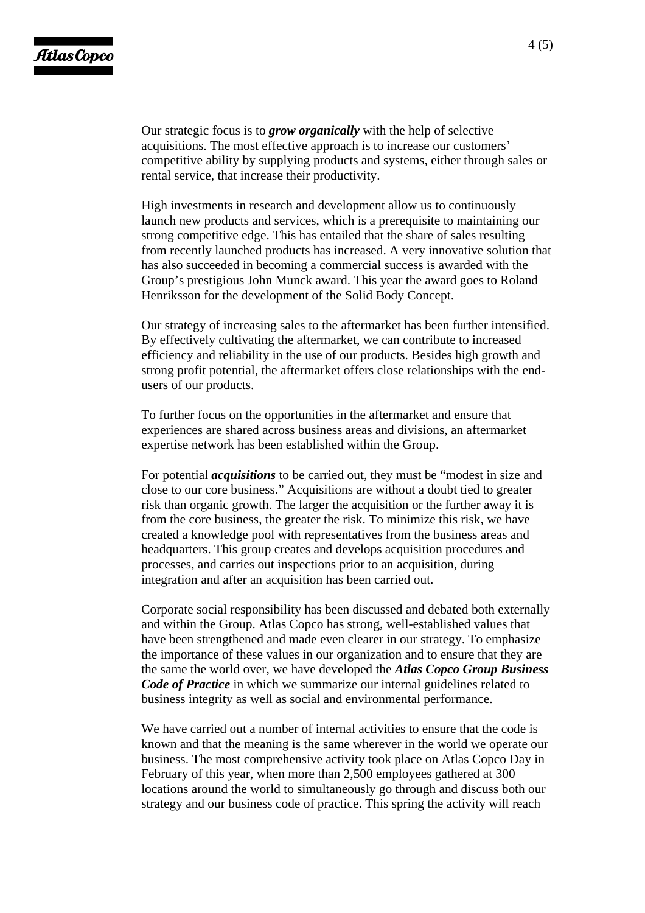Our strategic focus is to ***grow organically*** with the help of selective acquisitions. The most effective approach is to increase our customers' competitive ability by supplying products and systems, either through sales or rental service, that increase their productivity.

High investments in research and development allow us to continuously launch new products and services, which is a prerequisite to maintaining our strong competitive edge. This has entailed that the share of sales resulting from recently launched products has increased. A very innovative solution that has also succeeded in becoming a commercial success is awarded with the Group's prestigious John Munck award. This year the award goes to Roland Henriksson for the development of the Solid Body Concept.

Our strategy of increasing sales to the aftermarket has been further intensified. By effectively cultivating the aftermarket, we can contribute to increased efficiency and reliability in the use of our products. Besides high growth and strong profit potential, the aftermarket offers close relationships with the end-users of our products.

To further focus on the opportunities in the aftermarket and ensure that experiences are shared across business areas and divisions, an aftermarket expertise network has been established within the Group.

For potential ***acquisitions*** to be carried out, they must be "modest in size and close to our core business." Acquisitions are without a doubt tied to greater risk than organic growth. The larger the acquisition or the further away it is from the core business, the greater the risk. To minimize this risk, we have created a knowledge pool with representatives from the business areas and headquarters. This group creates and develops acquisition procedures and processes, and carries out inspections prior to an acquisition, during integration and after an acquisition has been carried out.

Corporate social responsibility has been discussed and debated both externally and within the Group. Atlas Copco has strong, well-established values that have been strengthened and made even clearer in our strategy. To emphasize the importance of these values in our organization and to ensure that they are the same the world over, we have developed the ***Atlas Copco Group Business Code of Practice*** in which we summarize our internal guidelines related to business integrity as well as social and environmental performance.

We have carried out a number of internal activities to ensure that the code is known and that the meaning is the same wherever in the world we operate our business. The most comprehensive activity took place on Atlas Copco Day in February of this year, when more than 2,500 employees gathered at 300 locations around the world to simultaneously go through and discuss both our strategy and our business code of practice. This spring the activity will reach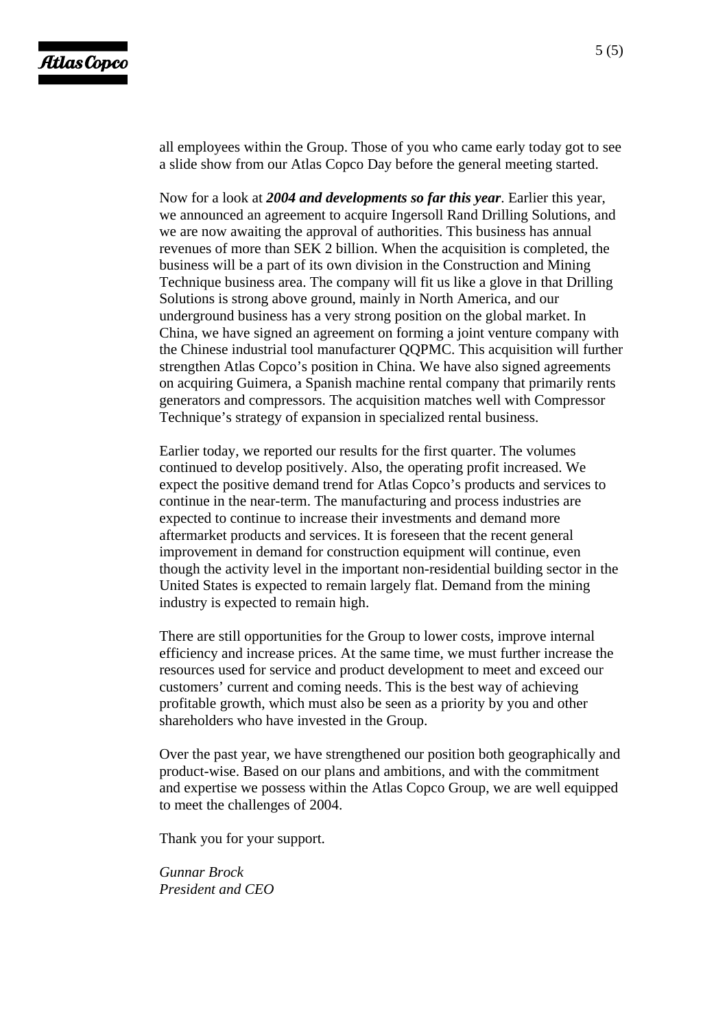all employees within the Group. Those of you who came early today got to see a slide show from our Atlas Copco Day before the general meeting started.

Now for a look at ***2004 and developments so far this year***. Earlier this year, we announced an agreement to acquire Ingersoll Rand Drilling Solutions, and we are now awaiting the approval of authorities. This business has annual revenues of more than SEK 2 billion. When the acquisition is completed, the business will be a part of its own division in the Construction and Mining Technique business area. The company will fit us like a glove in that Drilling Solutions is strong above ground, mainly in North America, and our underground business has a very strong position on the global market. In China, we have signed an agreement on forming a joint venture company with the Chinese industrial tool manufacturer QQPMC. This acquisition will further strengthen Atlas Copco's position in China. We have also signed agreements on acquiring Guimera, a Spanish machine rental company that primarily rents generators and compressors. The acquisition matches well with Compressor Technique's strategy of expansion in specialized rental business.

Earlier today, we reported our results for the first quarter. The volumes continued to develop positively. Also, the operating profit increased. We expect the positive demand trend for Atlas Copco's products and services to continue in the near-term. The manufacturing and process industries are expected to continue to increase their investments and demand more aftermarket products and services. It is foreseen that the recent general improvement in demand for construction equipment will continue, even though the activity level in the important non-residential building sector in the United States is expected to remain largely flat. Demand from the mining industry is expected to remain high.

There are still opportunities for the Group to lower costs, improve internal efficiency and increase prices. At the same time, we must further increase the resources used for service and product development to meet and exceed our customers' current and coming needs. This is the best way of achieving profitable growth, which must also be seen as a priority by you and other shareholders who have invested in the Group.

Over the past year, we have strengthened our position both geographically and product-wise. Based on our plans and ambitions, and with the commitment and expertise we possess within the Atlas Copco Group, we are well equipped to meet the challenges of 2004.

Thank you for your support.

*Gunnar Brock*
*President and CEO*